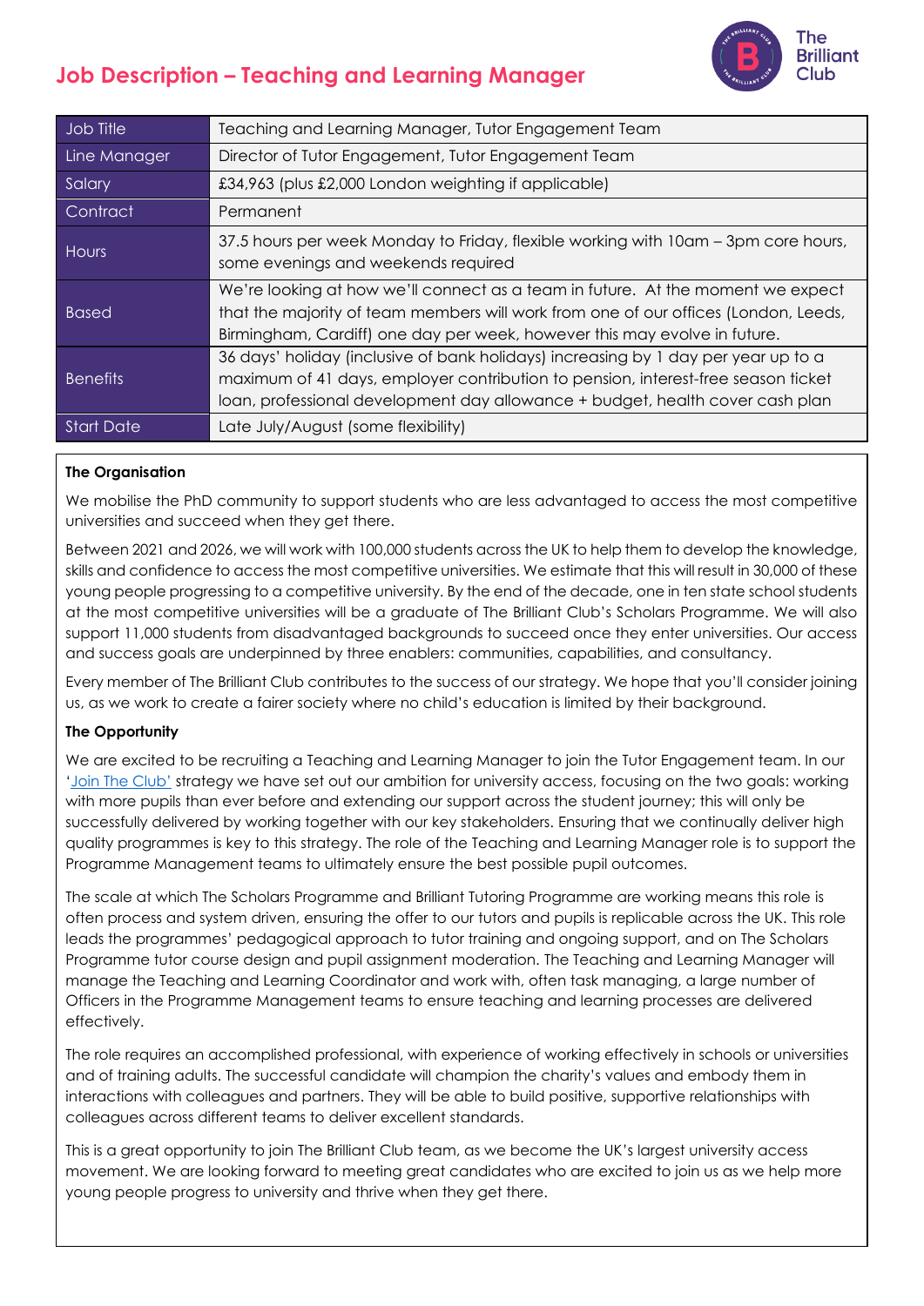# Job Description – Teaching and Learning Manager

| Job Title | Teaching and Learning Manager, Tutor Engagement Team |
|---|---|
| Line Manager | Director of Tutor Engagement, Tutor Engagement Team |
| Salary | £34,963 (plus £2,000 London weighting if applicable) |
| Contract | Permanent |
| Hours | 37.5 hours per week Monday to Friday, flexible working with 10am – 3pm core hours, some evenings and weekends required |
| Based | We're looking at how we'll connect as a team in future. At the moment we expect that the majority of team members will work from one of our offices (London, Leeds, Birmingham, Cardiff) one day per week, however this may evolve in future. |
| Benefits | 36 days' holiday (inclusive of bank holidays) increasing by 1 day per year up to a maximum of 41 days, employer contribution to pension, interest-free season ticket loan, professional development day allowance + budget, health cover cash plan |
| Start Date | Late July/August (some flexibility) |

**The Organisation**

We mobilise the PhD community to support students who are less advantaged to access the most competitive universities and succeed when they get there.

Between 2021 and 2026, we will work with 100,000 students across the UK to help them to develop the knowledge, skills and confidence to access the most competitive universities. We estimate that this will result in 30,000 of these young people progressing to a competitive university. By the end of the decade, one in ten state school students at the most competitive universities will be a graduate of The Brilliant Club's Scholars Programme. We will also support 11,000 students from disadvantaged backgrounds to succeed once they enter universities. Our access and success goals are underpinned by three enablers: communities, capabilities, and consultancy.

Every member of The Brilliant Club contributes to the success of our strategy. We hope that you'll consider joining us, as we work to create a fairer society where no child's education is limited by their background.

**The Opportunity**

We are excited to be recruiting a Teaching and Learning Manager to join the Tutor Engagement team. In our 'Join The Club' strategy we have set out our ambition for university access, focusing on the two goals: working with more pupils than ever before and extending our support across the student journey; this will only be successfully delivered by working together with our key stakeholders. Ensuring that we continually deliver high quality programmes is key to this strategy. The role of the Teaching and Learning Manager role is to support the Programme Management teams to ultimately ensure the best possible pupil outcomes.

The scale at which The Scholars Programme and Brilliant Tutoring Programme are working means this role is often process and system driven, ensuring the offer to our tutors and pupils is replicable across the UK. This role leads the programmes' pedagogical approach to tutor training and ongoing support, and on The Scholars Programme tutor course design and pupil assignment moderation. The Teaching and Learning Manager will manage the Teaching and Learning Coordinator and work with, often task managing, a large number of Officers in the Programme Management teams to ensure teaching and learning processes are delivered effectively.

The role requires an accomplished professional, with experience of working effectively in schools or universities and of training adults. The successful candidate will champion the charity's values and embody them in interactions with colleagues and partners. They will be able to build positive, supportive relationships with colleagues across different teams to deliver excellent standards.

This is a great opportunity to join The Brilliant Club team, as we become the UK's largest university access movement. We are looking forward to meeting great candidates who are excited to join us as we help more young people progress to university and thrive when they get there.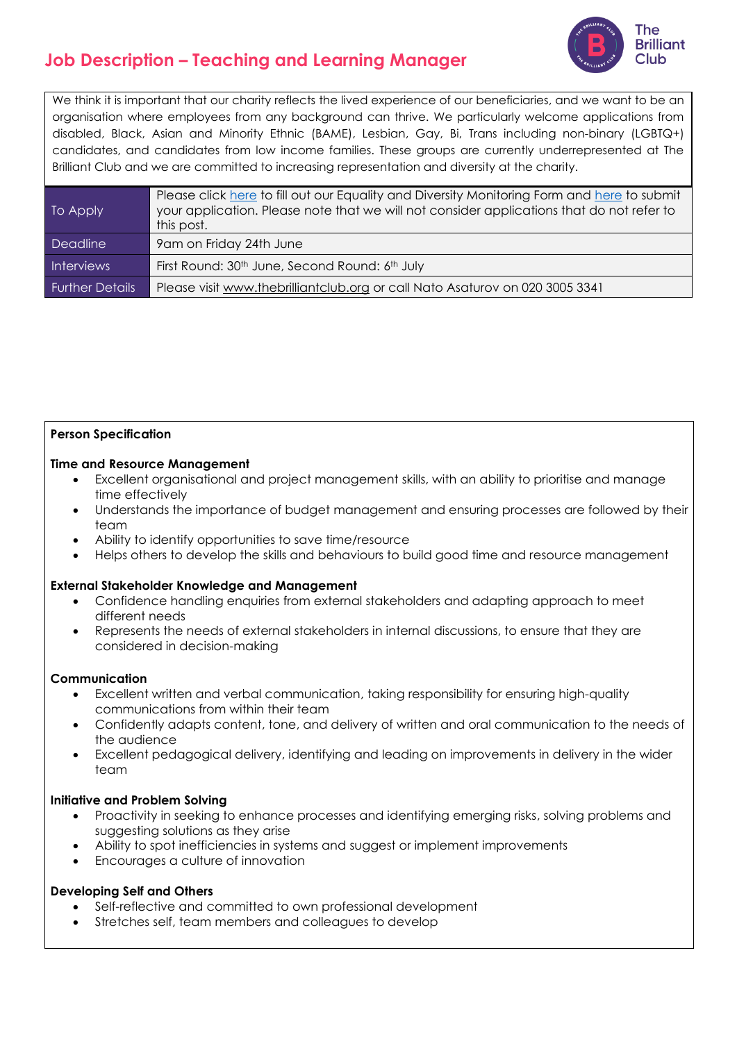# Job Description – Teaching and Learning Manager

We think it is important that our charity reflects the lived experience of our beneficiaries, and we want to be an organisation where employees from any background can thrive. We particularly welcome applications from disabled, Black, Asian and Minority Ethnic (BAME), Lesbian, Gay, Bi, Trans including non-binary (LGBTQ+) candidates, and candidates from low income families. These groups are currently underrepresented at The Brilliant Club and we are committed to increasing representation and diversity at the charity.

| | |
|---|---|
| To Apply | Please click here to fill out our Equality and Diversity Monitoring Form and here to submit your application. Please note that we will not consider applications that do not refer to this post. |
| Deadline | 9am on Friday 24th June |
| Interviews | First Round: 30th June, Second Round: 6th July |
| Further Details | Please visit www.thebrilliantclub.org or call Nato Asaturov on 020 3005 3341 |

**Person Specification**

**Time and Resource Management**

- Excellent organisational and project management skills, with an ability to prioritise and manage time effectively
- Understands the importance of budget management and ensuring processes are followed by their team
- Ability to identify opportunities to save time/resource
- Helps others to develop the skills and behaviours to build good time and resource management

**External Stakeholder Knowledge and Management**

- Confidence handling enquiries from external stakeholders and adapting approach to meet different needs
- Represents the needs of external stakeholders in internal discussions, to ensure that they are considered in decision-making

**Communication**

- Excellent written and verbal communication, taking responsibility for ensuring high-quality communications from within their team
- Confidently adapts content, tone, and delivery of written and oral communication to the needs of the audience
- Excellent pedagogical delivery, identifying and leading on improvements in delivery in the wider team

**Initiative and Problem Solving**

- Proactivity in seeking to enhance processes and identifying emerging risks, solving problems and suggesting solutions as they arise
- Ability to spot inefficiencies in systems and suggest or implement improvements
- Encourages a culture of innovation

**Developing Self and Others**

- Self-reflective and committed to own professional development
- Stretches self, team members and colleagues to develop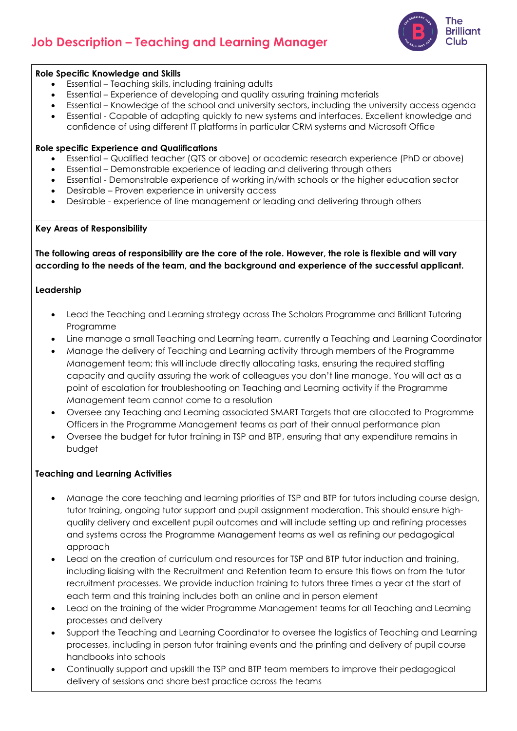# Job Description – Teaching and Learning Manager

**Role Specific Knowledge and Skills**

- Essential – Teaching skills, including training adults
- Essential – Experience of developing and quality assuring training materials
- Essential – Knowledge of the school and university sectors, including the university access agenda
- Essential - Capable of adapting quickly to new systems and interfaces. Excellent knowledge and confidence of using different IT platforms in particular CRM systems and Microsoft Office

**Role specific Experience and Qualifications**

- Essential – Qualified teacher (QTS or above) or academic research experience (PhD or above)
- Essential – Demonstrable experience of leading and delivering through others
- Essential - Demonstrable experience of working in/with schools or the higher education sector
- Desirable – Proven experience in university access
- Desirable - experience of line management or leading and delivering through others

**Key Areas of Responsibility**

**The following areas of responsibility are the core of the role. However, the role is flexible and will vary according to the needs of the team, and the background and experience of the successful applicant.**

**Leadership**

- Lead the Teaching and Learning strategy across The Scholars Programme and Brilliant Tutoring Programme
- Line manage a small Teaching and Learning team, currently a Teaching and Learning Coordinator
- Manage the delivery of Teaching and Learning activity through members of the Programme Management team; this will include directly allocating tasks, ensuring the required staffing capacity and quality assuring the work of colleagues you don't line manage. You will act as a point of escalation for troubleshooting on Teaching and Learning activity if the Programme Management team cannot come to a resolution
- Oversee any Teaching and Learning associated SMART Targets that are allocated to Programme Officers in the Programme Management teams as part of their annual performance plan
- Oversee the budget for tutor training in TSP and BTP, ensuring that any expenditure remains in budget

**Teaching and Learning Activities**

- Manage the core teaching and learning priorities of TSP and BTP for tutors including course design, tutor training, ongoing tutor support and pupil assignment moderation. This should ensure high-quality delivery and excellent pupil outcomes and will include setting up and refining processes and systems across the Programme Management teams as well as refining our pedagogical approach
- Lead on the creation of curriculum and resources for TSP and BTP tutor induction and training, including liaising with the Recruitment and Retention team to ensure this flows on from the tutor recruitment processes. We provide induction training to tutors three times a year at the start of each term and this training includes both an online and in person element
- Lead on the training of the wider Programme Management teams for all Teaching and Learning processes and delivery
- Support the Teaching and Learning Coordinator to oversee the logistics of Teaching and Learning processes, including in person tutor training events and the printing and delivery of pupil course handbooks into schools
- Continually support and upskill the TSP and BTP team members to improve their pedagogical delivery of sessions and share best practice across the teams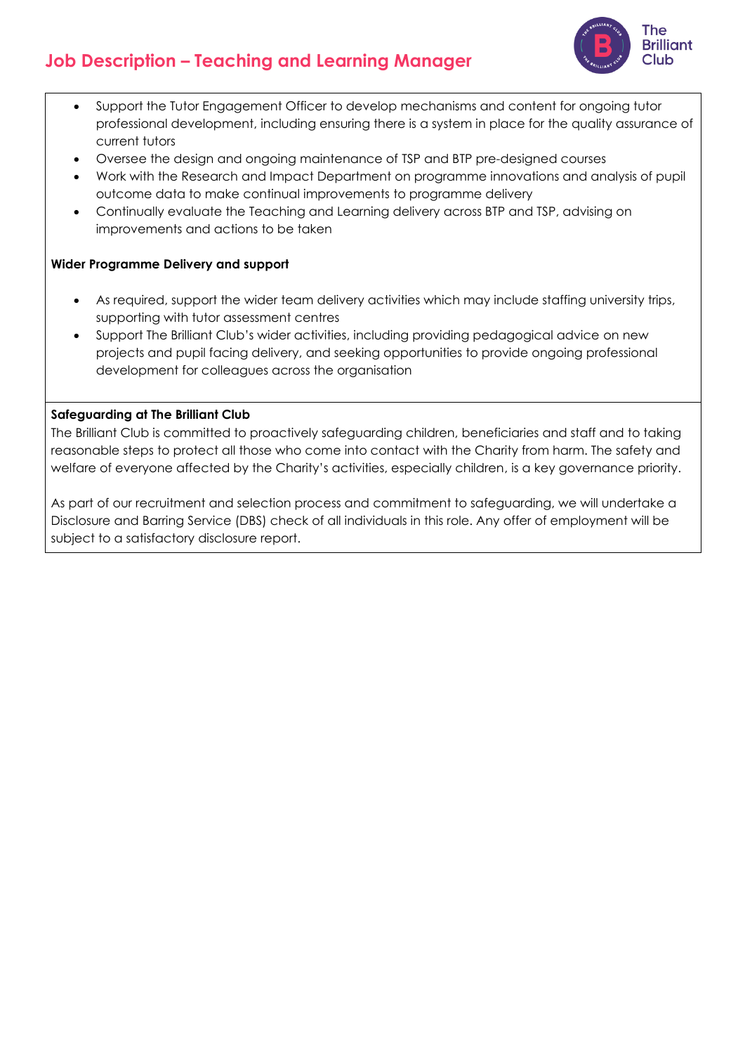- Support the Tutor Engagement Officer to develop mechanisms and content for ongoing tutor professional development, including ensuring there is a system in place for the quality assurance of current tutors
- Oversee the design and ongoing maintenance of TSP and BTP pre-designed courses
- Work with the Research and Impact Department on programme innovations and analysis of pupil outcome data to make continual improvements to programme delivery
- Continually evaluate the Teaching and Learning delivery across BTP and TSP, advising on improvements and actions to be taken

**Wider Programme Delivery and support**

- As required, support the wider team delivery activities which may include staffing university trips, supporting with tutor assessment centres
- Support The Brilliant Club's wider activities, including providing pedagogical advice on new projects and pupil facing delivery, and seeking opportunities to provide ongoing professional development for colleagues across the organisation

**Safeguarding at The Brilliant Club**

The Brilliant Club is committed to proactively safeguarding children, beneficiaries and staff and to taking reasonable steps to protect all those who come into contact with the Charity from harm. The safety and welfare of everyone affected by the Charity's activities, especially children, is a key governance priority.

As part of our recruitment and selection process and commitment to safeguarding, we will undertake a Disclosure and Barring Service (DBS) check of all individuals in this role. Any offer of employment will be subject to a satisfactory disclosure report.